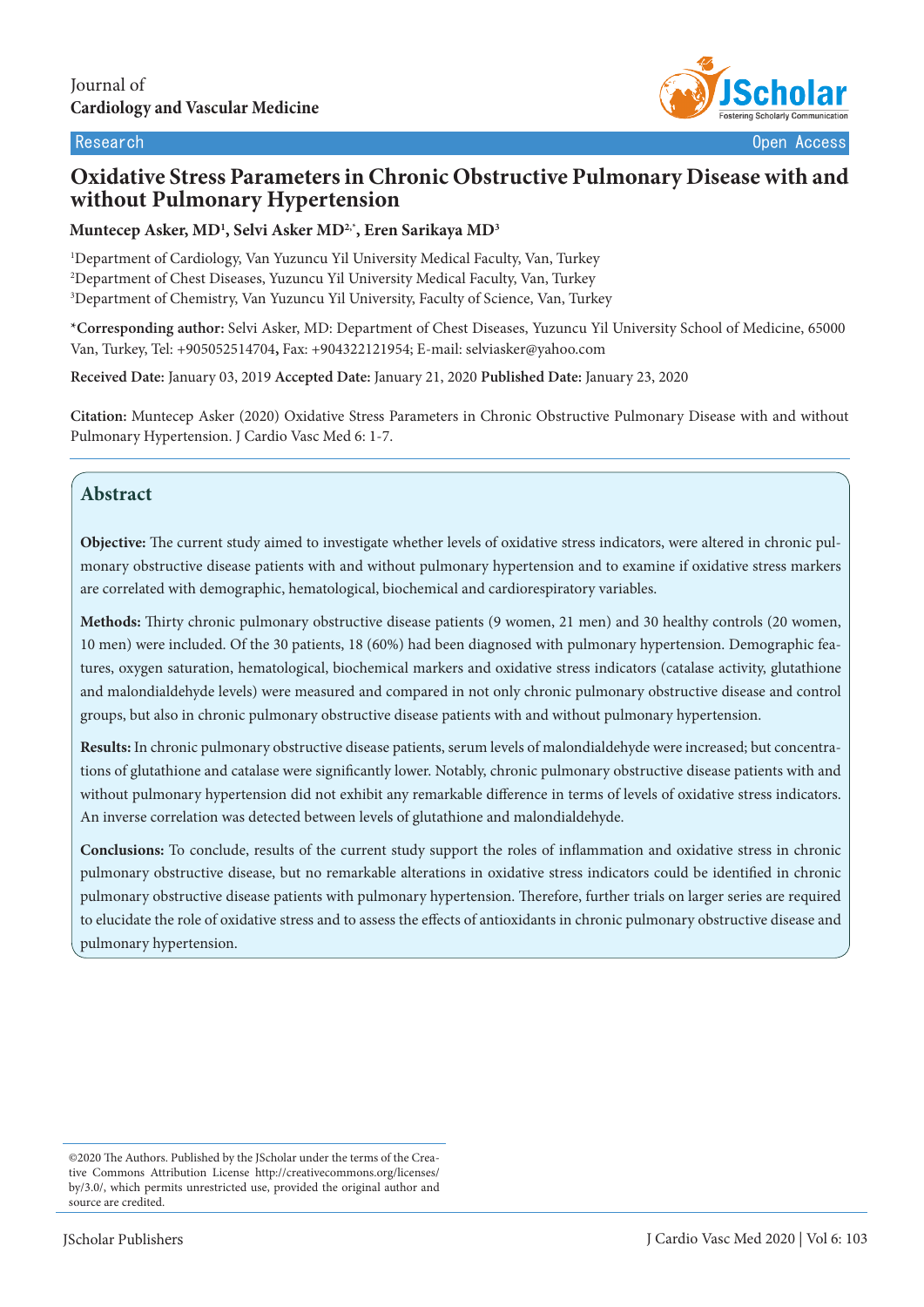Journal of
**Cardiology and Vascular Medicine**

Research | Open Access

# Oxidative Stress Parameters in Chronic Obstructive Pulmonary Disease with and without Pulmonary Hypertension

**Muntecep Asker, MD[1], Selvi Asker MD[2,*], Eren Sarikaya MD[3]**

[1]Department of Cardiology, Van Yuzuncu Yil University Medical Faculty, Van, Turkey
[2]Department of Chest Diseases, Yuzuncu Yil University Medical Faculty, Van, Turkey
[3]Department of Chemistry, Van Yuzuncu Yil University, Faculty of Science, Van, Turkey

***Corresponding author:** Selvi Asker, MD: Department of Chest Diseases, Yuzuncu Yil University School of Medicine, 65000 Van, Turkey, Tel: +905052514704**,** Fax: +904322121954; E-mail: selviasker@yahoo.com

**Received Date:** January 03, 2019 **Accepted Date:** January 21, 2020 **Published Date:** January 23, 2020

**Citation:** Muntecep Asker (2020) Oxidative Stress Parameters in Chronic Obstructive Pulmonary Disease with and without Pulmonary Hypertension. J Cardio Vasc Med 6: 1-7.

## Abstract

**Objective:** The current study aimed to investigate whether levels of oxidative stress indicators, were altered in chronic pulmonary obstructive disease patients with and without pulmonary hypertension and to examine if oxidative stress markers are correlated with demographic, hematological, biochemical and cardiorespiratory variables.

**Methods:** Thirty chronic pulmonary obstructive disease patients (9 women, 21 men) and 30 healthy controls (20 women, 10 men) were included. Of the 30 patients, 18 (60%) had been diagnosed with pulmonary hypertension. Demographic features, oxygen saturation, hematological, biochemical markers and oxidative stress indicators (catalase activity, glutathione and malondialdehyde levels) were measured and compared in not only chronic pulmonary obstructive disease and control groups, but also in chronic pulmonary obstructive disease patients with and without pulmonary hypertension.

**Results:** In chronic pulmonary obstructive disease patients, serum levels of malondialdehyde were increased; but concentrations of glutathione and catalase were significantly lower. Notably, chronic pulmonary obstructive disease patients with and without pulmonary hypertension did not exhibit any remarkable difference in terms of levels of oxidative stress indicators. An inverse correlation was detected between levels of glutathione and malondialdehyde.

**Conclusions:** To conclude, results of the current study support the roles of inflammation and oxidative stress in chronic pulmonary obstructive disease, but no remarkable alterations in oxidative stress indicators could be identified in chronic pulmonary obstructive disease patients with pulmonary hypertension. Therefore, further trials on larger series are required to elucidate the role of oxidative stress and to assess the effects of antioxidants in chronic pulmonary obstructive disease and pulmonary hypertension.

©2020 The Authors. Published by the JScholar under the terms of the Creative Commons Attribution License http://creativecommons.org/licenses/by/3.0/, which permits unrestricted use, provided the original author and source are credited.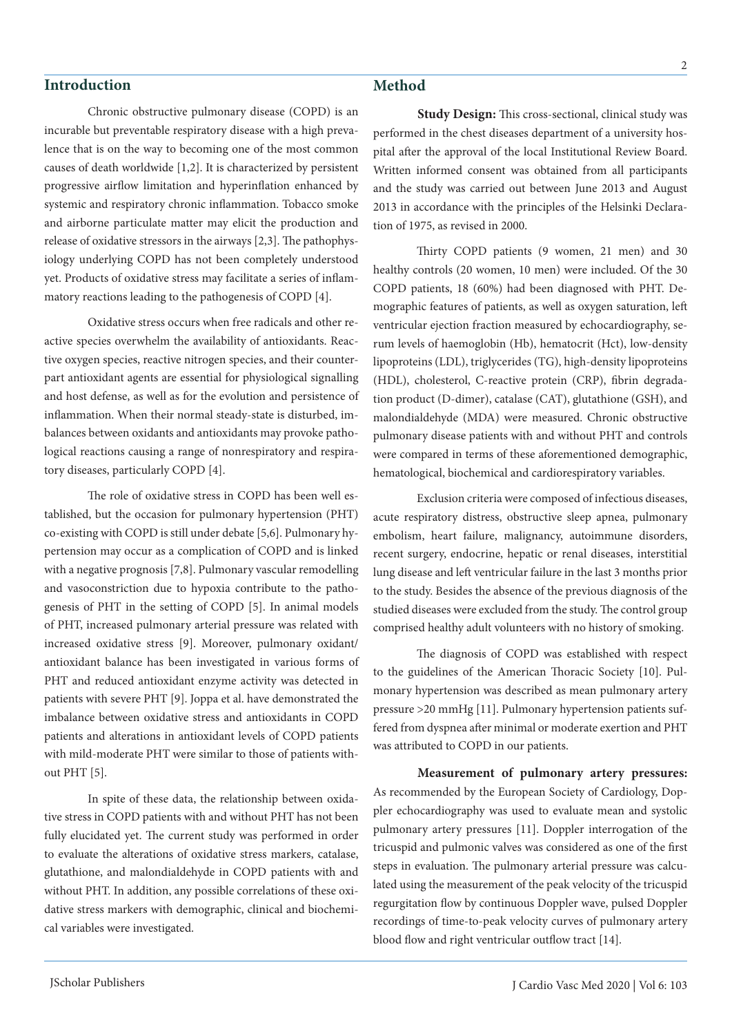## Introduction

Chronic obstructive pulmonary disease (COPD) is an incurable but preventable respiratory disease with a high prevalence that is on the way to becoming one of the most common causes of death worldwide [1,2]. It is characterized by persistent progressive airflow limitation and hyperinflation enhanced by systemic and respiratory chronic inflammation. Tobacco smoke and airborne particulate matter may elicit the production and release of oxidative stressors in the airways [2,3]. The pathophysiology underlying COPD has not been completely understood yet. Products of oxidative stress may facilitate a series of inflammatory reactions leading to the pathogenesis of COPD [4].

Oxidative stress occurs when free radicals and other reactive species overwhelm the availability of antioxidants. Reactive oxygen species, reactive nitrogen species, and their counterpart antioxidant agents are essential for physiological signalling and host defense, as well as for the evolution and persistence of inflammation. When their normal steady-state is disturbed, imbalances between oxidants and antioxidants may provoke pathological reactions causing a range of nonrespiratory and respiratory diseases, particularly COPD [4].

The role of oxidative stress in COPD has been well established, but the occasion for pulmonary hypertension (PHT) co-existing with COPD is still under debate [5,6]. Pulmonary hypertension may occur as a complication of COPD and is linked with a negative prognosis [7,8]. Pulmonary vascular remodelling and vasoconstriction due to hypoxia contribute to the pathogenesis of PHT in the setting of COPD [5]. In animal models of PHT, increased pulmonary arterial pressure was related with increased oxidative stress [9]. Moreover, pulmonary oxidant/antioxidant balance has been investigated in various forms of PHT and reduced antioxidant enzyme activity was detected in patients with severe PHT [9]. Joppa et al. have demonstrated the imbalance between oxidative stress and antioxidants in COPD patients and alterations in antioxidant levels of COPD patients with mild-moderate PHT were similar to those of patients without PHT [5].

In spite of these data, the relationship between oxidative stress in COPD patients with and without PHT has not been fully elucidated yet. The current study was performed in order to evaluate the alterations of oxidative stress markers, catalase, glutathione, and malondialdehyde in COPD patients with and without PHT. In addition, any possible correlations of these oxidative stress markers with demographic, clinical and biochemical variables were investigated.

## Method

**Study Design:** This cross-sectional, clinical study was performed in the chest diseases department of a university hospital after the approval of the local Institutional Review Board. Written informed consent was obtained from all participants and the study was carried out between June 2013 and August 2013 in accordance with the principles of the Helsinki Declaration of 1975, as revised in 2000.

Thirty COPD patients (9 women, 21 men) and 30 healthy controls (20 women, 10 men) were included. Of the 30 COPD patients, 18 (60%) had been diagnosed with PHT. Demographic features of patients, as well as oxygen saturation, left ventricular ejection fraction measured by echocardiography, serum levels of haemoglobin (Hb), hematocrit (Hct), low-density lipoproteins (LDL), triglycerides (TG), high-density lipoproteins (HDL), cholesterol, C-reactive protein (CRP), fibrin degradation product (D-dimer), catalase (CAT), glutathione (GSH), and malondialdehyde (MDA) were measured. Chronic obstructive pulmonary disease patients with and without PHT and controls were compared in terms of these aforementioned demographic, hematological, biochemical and cardiorespiratory variables.

Exclusion criteria were composed of infectious diseases, acute respiratory distress, obstructive sleep apnea, pulmonary embolism, heart failure, malignancy, autoimmune disorders, recent surgery, endocrine, hepatic or renal diseases, interstitial lung disease and left ventricular failure in the last 3 months prior to the study. Besides the absence of the previous diagnosis of the studied diseases were excluded from the study. The control group comprised healthy adult volunteers with no history of smoking.

The diagnosis of COPD was established with respect to the guidelines of the American Thoracic Society [10]. Pulmonary hypertension was described as mean pulmonary artery pressure >20 mmHg [11]. Pulmonary hypertension patients suffered from dyspnea after minimal or moderate exertion and PHT was attributed to COPD in our patients.

**Measurement of pulmonary artery pressures:** As recommended by the European Society of Cardiology, Doppler echocardiography was used to evaluate mean and systolic pulmonary artery pressures [11]. Doppler interrogation of the tricuspid and pulmonic valves was considered as one of the first steps in evaluation. The pulmonary arterial pressure was calculated using the measurement of the peak velocity of the tricuspid regurgitation flow by continuous Doppler wave, pulsed Doppler recordings of time-to-peak velocity curves of pulmonary artery blood flow and right ventricular outflow tract [14].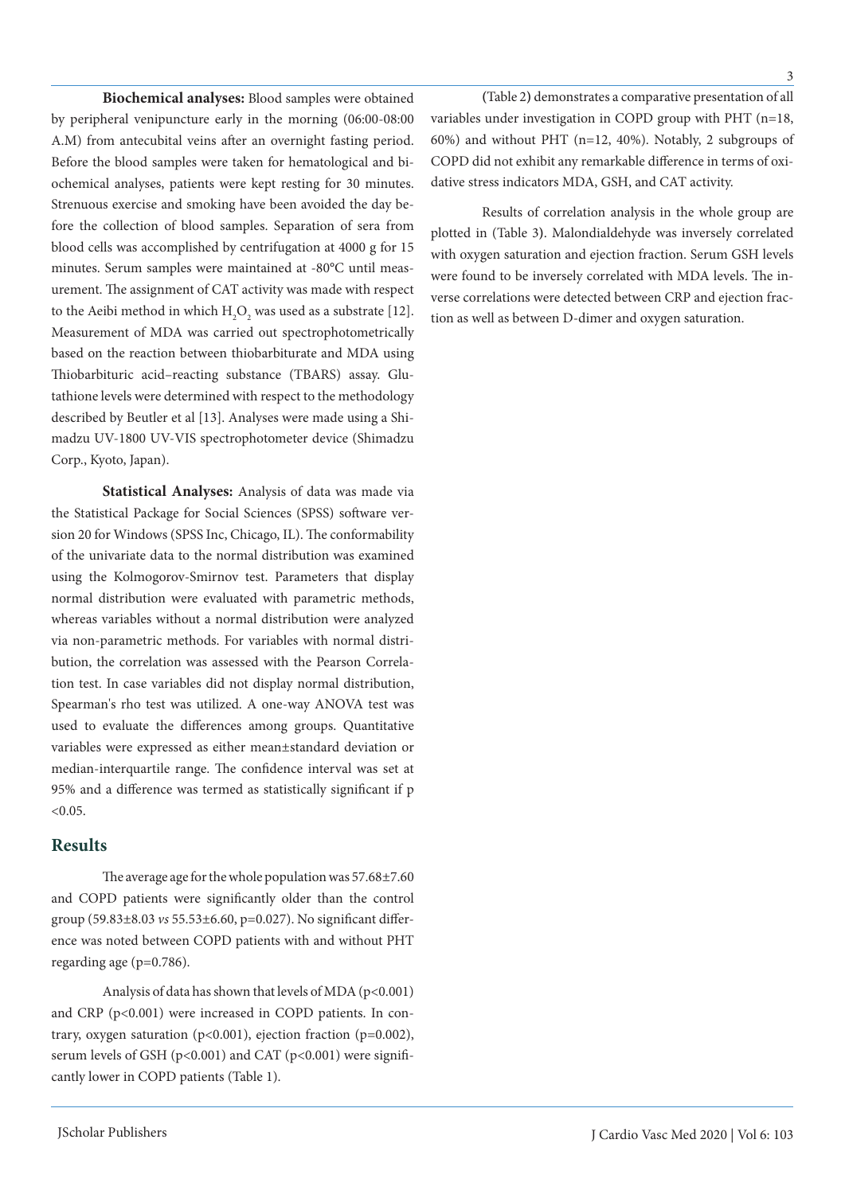**Biochemical analyses:** Blood samples were obtained by peripheral venipuncture early in the morning (06:00-08:00 A.M) from antecubital veins after an overnight fasting period. Before the blood samples were taken for hematological and biochemical analyses, patients were kept resting for 30 minutes. Strenuous exercise and smoking have been avoided the day before the collection of blood samples. Separation of sera from blood cells was accomplished by centrifugation at 4000 g for 15 minutes. Serum samples were maintained at -80°C until measurement. The assignment of CAT activity was made with respect to the Aeibi method in which $H_2O_2$ was used as a substrate [12]. Measurement of MDA was carried out spectrophotometrically based on the reaction between thiobarbiturate and MDA using Thiobarbituric acid–reacting substance (TBARS) assay. Glutathione levels were determined with respect to the methodology described by Beutler et al [13]. Analyses were made using a Shimadzu UV-1800 UV-VIS spectrophotometer device (Shimadzu Corp., Kyoto, Japan).

**Statistical Analyses:** Analysis of data was made via the Statistical Package for Social Sciences (SPSS) software version 20 for Windows (SPSS Inc, Chicago, IL). The conformability of the univariate data to the normal distribution was examined using the Kolmogorov-Smirnov test. Parameters that display normal distribution were evaluated with parametric methods, whereas variables without a normal distribution were analyzed via non-parametric methods. For variables with normal distribution, the correlation was assessed with the Pearson Correlation test. In case variables did not display normal distribution, Spearman's rho test was utilized. A one-way ANOVA test was used to evaluate the differences among groups. Quantitative variables were expressed as either mean±standard deviation or median-interquartile range. The confidence interval was set at 95% and a difference was termed as statistically significant if $p < 0.05$.

## Results

The average age for the whole population was 57.68±7.60 and COPD patients were significantly older than the control group (59.83±8.03 *vs* 55.53±6.60, p=0.027). No significant difference was noted between COPD patients with and without PHT regarding age (p=0.786).

Analysis of data has shown that levels of MDA (p<0.001) and CRP (p<0.001) were increased in COPD patients. In contrary, oxygen saturation (p<0.001), ejection fraction (p=0.002), serum levels of GSH (p<0.001) and CAT (p<0.001) were significantly lower in COPD patients (Table 1).

(Table 2) demonstrates a comparative presentation of all variables under investigation in COPD group with PHT (n=18, 60%) and without PHT (n=12, 40%). Notably, 2 subgroups of COPD did not exhibit any remarkable difference in terms of oxidative stress indicators MDA, GSH, and CAT activity.

Results of correlation analysis in the whole group are plotted in (Table 3). Malondialdehyde was inversely correlated with oxygen saturation and ejection fraction. Serum GSH levels were found to be inversely correlated with MDA levels. The inverse correlations were detected between CRP and ejection fraction as well as between D-dimer and oxygen saturation.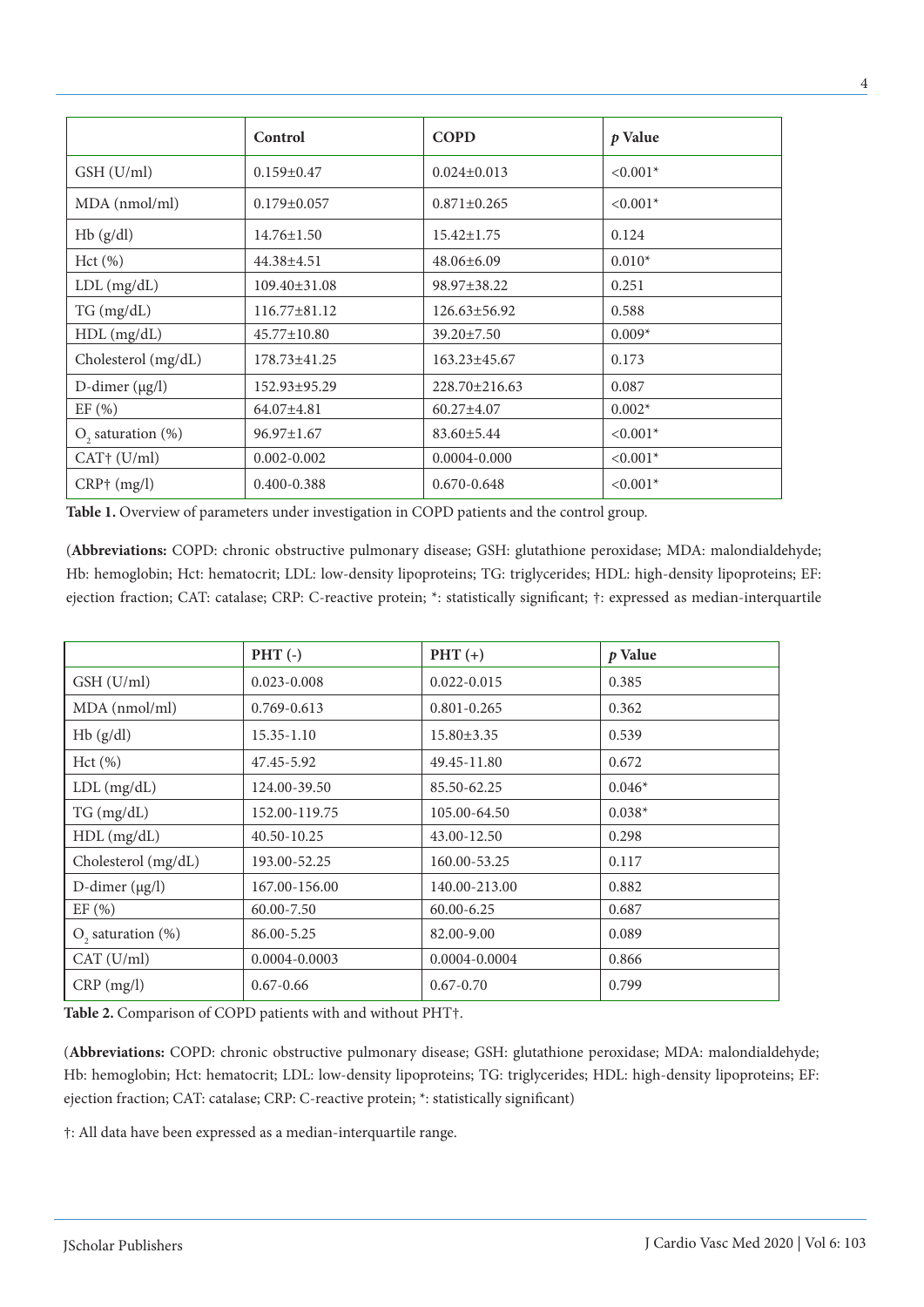| | Control | COPD | *p* Value |
|---|---|---|---|
| GSH (U/ml) | 0.159±0.47 | 0.024±0.013 | <0.001* |
| MDA (nmol/ml) | 0.179±0.057 | 0.871±0.265 | <0.001* |
| Hb (g/dl) | 14.76±1.50 | 15.42±1.75 | 0.124 |
| Hct (%) | 44.38±4.51 | 48.06±6.09 | 0.010* |
| LDL (mg/dL) | 109.40±31.08 | 98.97±38.22 | 0.251 |
| TG (mg/dL) | 116.77±81.12 | 126.63±56.92 | 0.588 |
| HDL (mg/dL) | 45.77±10.80 | 39.20±7.50 | 0.009* |
| Cholesterol (mg/dL) | 178.73±41.25 | 163.23±45.67 | 0.173 |
| D-dimer (μg/l) | 152.93±95.29 | 228.70±216.63 | 0.087 |
| EF (%) | 64.07±4.81 | 60.27±4.07 | 0.002* |
| $O_2$ saturation (%) | 96.97±1.67 | 83.60±5.44 | <0.001* |
| CAT† (U/ml) | 0.002-0.002 | 0.0004-0.000 | <0.001* |
| CRP† (mg/l) | 0.400-0.388 | 0.670-0.648 | <0.001* |

**Table 1.** Overview of parameters under investigation in COPD patients and the control group.

(**Abbreviations:** COPD: chronic obstructive pulmonary disease; GSH: glutathione peroxidase; MDA: malondialdehyde; Hb: hemoglobin; Hct: hematocrit; LDL: low-density lipoproteins; TG: triglycerides; HDL: high-density lipoproteins; EF: ejection fraction; CAT: catalase; CRP: C-reactive protein; *: statistically significant; †: expressed as median-interquartile

| | PHT (-) | PHT (+) | *p* Value |
|---|---|---|---|
| GSH (U/ml) | 0.023-0.008 | 0.022-0.015 | 0.385 |
| MDA (nmol/ml) | 0.769-0.613 | 0.801-0.265 | 0.362 |
| Hb (g/dl) | 15.35-1.10 | 15.80±3.35 | 0.539 |
| Hct (%) | 47.45-5.92 | 49.45-11.80 | 0.672 |
| LDL (mg/dL) | 124.00-39.50 | 85.50-62.25 | 0.046* |
| TG (mg/dL) | 152.00-119.75 | 105.00-64.50 | 0.038* |
| HDL (mg/dL) | 40.50-10.25 | 43.00-12.50 | 0.298 |
| Cholesterol (mg/dL) | 193.00-52.25 | 160.00-53.25 | 0.117 |
| D-dimer (μg/l) | 167.00-156.00 | 140.00-213.00 | 0.882 |
| EF (%) | 60.00-7.50 | 60.00-6.25 | 0.687 |
| $O_2$ saturation (%) | 86.00-5.25 | 82.00-9.00 | 0.089 |
| CAT (U/ml) | 0.0004-0.0003 | 0.0004-0.0004 | 0.866 |
| CRP (mg/l) | 0.67-0.66 | 0.67-0.70 | 0.799 |

**Table 2.** Comparison of COPD patients with and without PHT†.

(**Abbreviations:** COPD: chronic obstructive pulmonary disease; GSH: glutathione peroxidase; MDA: malondialdehyde; Hb: hemoglobin; Hct: hematocrit; LDL: low-density lipoproteins; TG: triglycerides; HDL: high-density lipoproteins; EF: ejection fraction; CAT: catalase; CRP: C-reactive protein; *: statistically significant)

†: All data have been expressed as a median-interquartile range.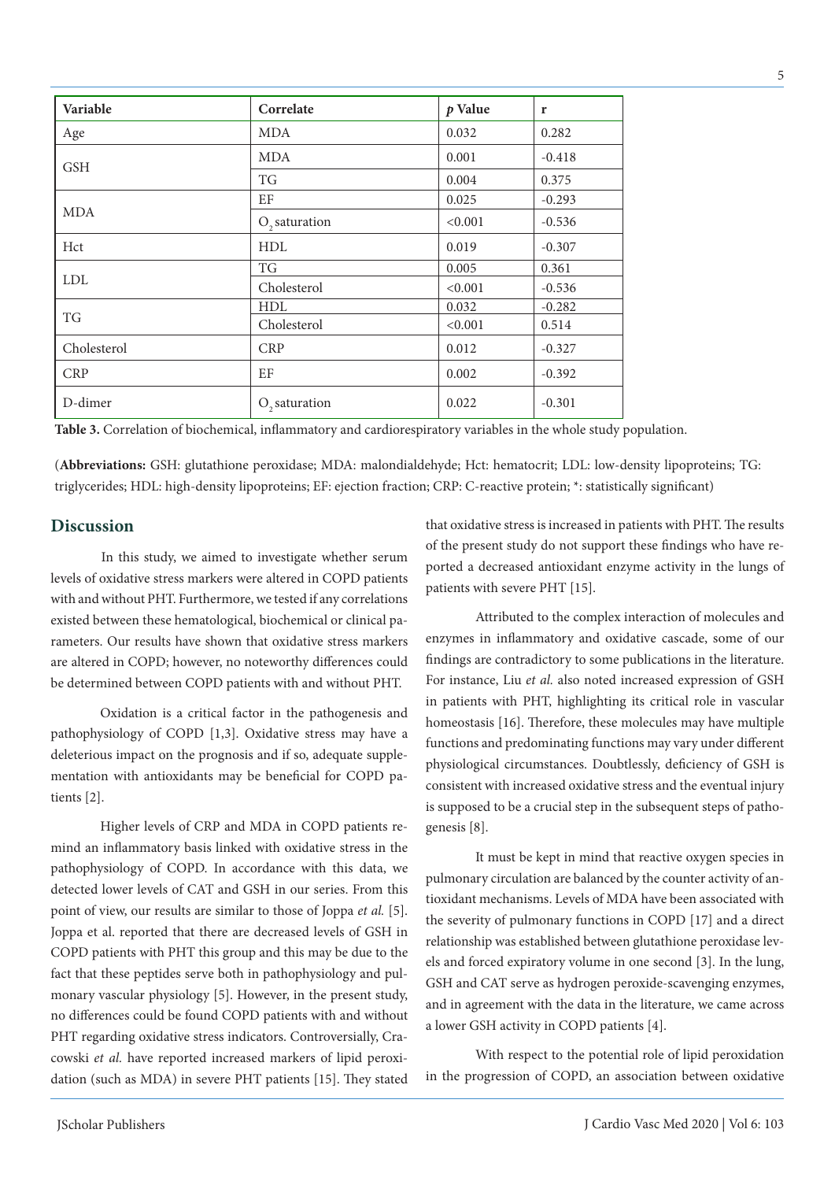| Variable | Correlate | *p* Value | r |
|---|---|---|---|
| Age | MDA | 0.032 | 0.282 |
| GSH | MDA | 0.001 | -0.418 |
| | TG | 0.004 | 0.375 |
| MDA | EF | 0.025 | -0.293 |
| | $O_2$ saturation | <0.001 | -0.536 |
| Hct | HDL | 0.019 | -0.307 |
| LDL | TG | 0.005 | 0.361 |
| | Cholesterol | <0.001 | -0.536 |
| TG | HDL | 0.032 | -0.282 |
| | Cholesterol | <0.001 | 0.514 |
| Cholesterol | CRP | 0.012 | -0.327 |
| CRP | EF | 0.002 | -0.392 |
| D-dimer | $O_2$ saturation | 0.022 | -0.301 |

**Table 3.** Correlation of biochemical, inflammatory and cardiorespiratory variables in the whole study population.

(**Abbreviations:** GSH: glutathione peroxidase; MDA: malondialdehyde; Hct: hematocrit; LDL: low-density lipoproteins; TG: triglycerides; HDL: high-density lipoproteins; EF: ejection fraction; CRP: C-reactive protein; *: statistically significant)

## Discussion

In this study, we aimed to investigate whether serum levels of oxidative stress markers were altered in COPD patients with and without PHT. Furthermore, we tested if any correlations existed between these hematological, biochemical or clinical parameters. Our results have shown that oxidative stress markers are altered in COPD; however, no noteworthy differences could be determined between COPD patients with and without PHT.

Oxidation is a critical factor in the pathogenesis and pathophysiology of COPD [1,3]. Oxidative stress may have a deleterious impact on the prognosis and if so, adequate supplementation with antioxidants may be beneficial for COPD patients [2].

Higher levels of CRP and MDA in COPD patients remind an inflammatory basis linked with oxidative stress in the pathophysiology of COPD. In accordance with this data, we detected lower levels of CAT and GSH in our series. From this point of view, our results are similar to those of Joppa *et al.* [5]. Joppa et al. reported that there are decreased levels of GSH in COPD patients with PHT this group and this may be due to the fact that these peptides serve both in pathophysiology and pulmonary vascular physiology [5]. However, in the present study, no differences could be found COPD patients with and without PHT regarding oxidative stress indicators. Controversially, Cracowski *et al.* have reported increased markers of lipid peroxidation (such as MDA) in severe PHT patients [15]. They stated that oxidative stress is increased in patients with PHT. The results of the present study do not support these findings who have reported a decreased antioxidant enzyme activity in the lungs of patients with severe PHT [15].

Attributed to the complex interaction of molecules and enzymes in inflammatory and oxidative cascade, some of our findings are contradictory to some publications in the literature. For instance, Liu *et al.* also noted increased expression of GSH in patients with PHT, highlighting its critical role in vascular homeostasis [16]. Therefore, these molecules may have multiple functions and predominating functions may vary under different physiological circumstances. Doubtlessly, deficiency of GSH is consistent with increased oxidative stress and the eventual injury is supposed to be a crucial step in the subsequent steps of pathogenesis [8].

It must be kept in mind that reactive oxygen species in pulmonary circulation are balanced by the counter activity of antioxidant mechanisms. Levels of MDA have been associated with the severity of pulmonary functions in COPD [17] and a direct relationship was established between glutathione peroxidase levels and forced expiratory volume in one second [3]. In the lung, GSH and CAT serve as hydrogen peroxide-scavenging enzymes, and in agreement with the data in the literature, we came across a lower GSH activity in COPD patients [4].

With respect to the potential role of lipid peroxidation in the progression of COPD, an association between oxidative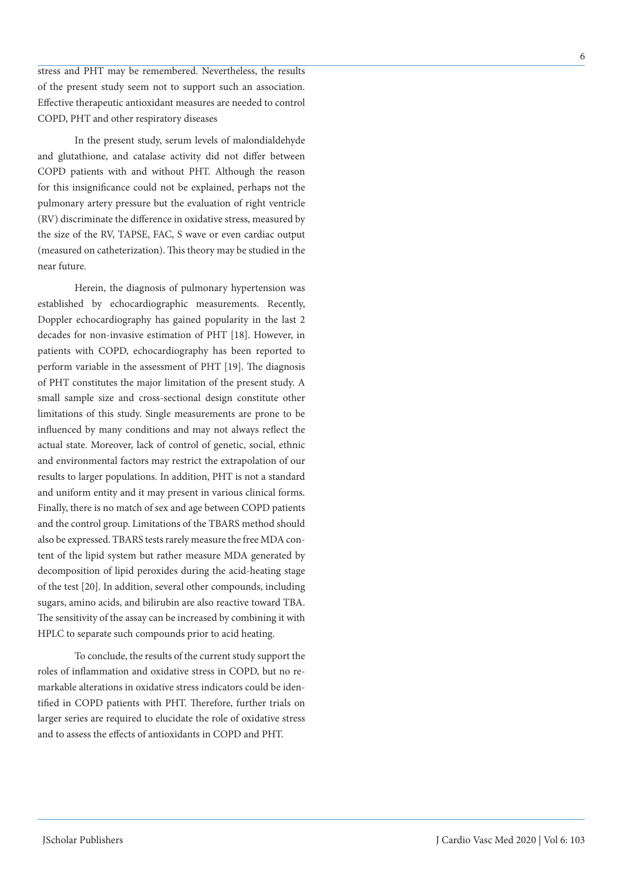stress and PHT may be remembered. Nevertheless, the results of the present study seem not to support such an association. Effective therapeutic antioxidant measures are needed to control COPD, PHT and other respiratory diseases

In the present study, serum levels of malondialdehyde and glutathione, and catalase activity did not differ between COPD patients with and without PHT. Although the reason for this insignificance could not be explained, perhaps not the pulmonary artery pressure but the evaluation of right ventricle (RV) discriminate the difference in oxidative stress, measured by the size of the RV, TAPSE, FAC, S wave or even cardiac output (measured on catheterization). This theory may be studied in the near future.

Herein, the diagnosis of pulmonary hypertension was established by echocardiographic measurements. Recently, Doppler echocardiography has gained popularity in the last 2 decades for non-invasive estimation of PHT [18]. However, in patients with COPD, echocardiography has been reported to perform variable in the assessment of PHT [19]. The diagnosis of PHT constitutes the major limitation of the present study. A small sample size and cross-sectional design constitute other limitations of this study. Single measurements are prone to be influenced by many conditions and may not always reflect the actual state. Moreover, lack of control of genetic, social, ethnic and environmental factors may restrict the extrapolation of our results to larger populations. In addition, PHT is not a standard and uniform entity and it may present in various clinical forms. Finally, there is no match of sex and age between COPD patients and the control group. Limitations of the TBARS method should also be expressed. TBARS tests rarely measure the free MDA content of the lipid system but rather measure MDA generated by decomposition of lipid peroxides during the acid-heating stage of the test [20]. In addition, several other compounds, including sugars, amino acids, and bilirubin are also reactive toward TBA. The sensitivity of the assay can be increased by combining it with HPLC to separate such compounds prior to acid heating.

To conclude, the results of the current study support the roles of inflammation and oxidative stress in COPD, but no remarkable alterations in oxidative stress indicators could be identified in COPD patients with PHT. Therefore, further trials on larger series are required to elucidate the role of oxidative stress and to assess the effects of antioxidants in COPD and PHT.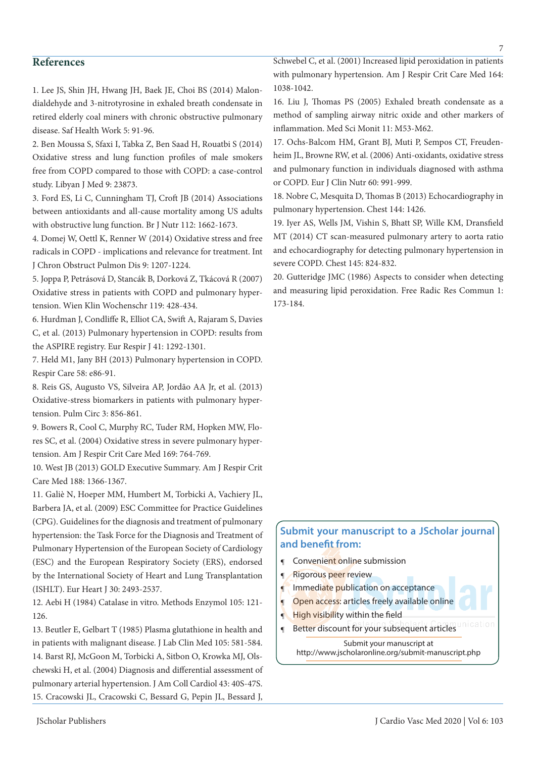## References

1. Lee JS, Shin JH, Hwang JH, Baek JE, Choi BS (2014) Malondialdehyde and 3-nitrotyrosine in exhaled breath condensate in retired elderly coal miners with chronic obstructive pulmonary disease. Saf Health Work 5: 91-96.

2. Ben Moussa S, Sfaxi I, Tabka Z, Ben Saad H, Rouatbi S (2014) Oxidative stress and lung function profiles of male smokers free from COPD compared to those with COPD: a case-control study. Libyan J Med 9: 23873.

3. Ford ES, Li C, Cunningham TJ, Croft JB (2014) Associations between antioxidants and all-cause mortality among US adults with obstructive lung function. Br J Nutr 112: 1662-1673.

4. Domej W, Oettl K, Renner W (2014) Oxidative stress and free radicals in COPD - implications and relevance for treatment. Int J Chron Obstruct Pulmon Dis 9: 1207-1224.

5. Joppa P, Petrásová D, Stancák B, Dorková Z, Tkácová R (2007) Oxidative stress in patients with COPD and pulmonary hypertension. Wien Klin Wochenschr 119: 428-434.

6. Hurdman J, Condliffe R, Elliot CA, Swift A, Rajaram S, Davies C, et al. (2013) Pulmonary hypertension in COPD: results from the ASPIRE registry. Eur Respir J 41: 1292-1301.

7. Held M1, Jany BH (2013) Pulmonary hypertension in COPD. Respir Care 58: e86-91.

8. Reis GS, Augusto VS, Silveira AP, Jordão AA Jr, et al. (2013) Oxidative-stress biomarkers in patients with pulmonary hypertension. Pulm Circ 3: 856-861.

9. Bowers R, Cool C, Murphy RC, Tuder RM, Hopken MW, Flores SC, et al. (2004) Oxidative stress in severe pulmonary hypertension. Am J Respir Crit Care Med 169: 764-769.

10. West JB (2013) GOLD Executive Summary. Am J Respir Crit Care Med 188: 1366-1367.

11. Galiè N, Hoeper MM, Humbert M, Torbicki A, Vachiery JL, Barbera JA, et al. (2009) ESC Committee for Practice Guidelines (CPG). Guidelines for the diagnosis and treatment of pulmonary hypertension: the Task Force for the Diagnosis and Treatment of Pulmonary Hypertension of the European Society of Cardiology (ESC) and the European Respiratory Society (ERS), endorsed by the International Society of Heart and Lung Transplantation (ISHLT). Eur Heart J 30: 2493-2537.

12. Aebi H (1984) Catalase in vitro. Methods Enzymol 105: 121-126.

13. Beutler E, Gelbart T (1985) Plasma glutathione in health and in patients with malignant disease. J Lab Clin Med 105: 581-584.

14. Barst RJ, McGoon M, Torbicki A, Sitbon O, Krowka MJ, Olschewski H, et al. (2004) Diagnosis and differential assessment of pulmonary arterial hypertension. J Am Coll Cardiol 43: 40S-47S.

15. Cracowski JL, Cracowski C, Bessard G, Pepin JL, Bessard J, Schwebel C, et al. (2001) Increased lipid peroxidation in patients with pulmonary hypertension. Am J Respir Crit Care Med 164: 1038-1042.

16. Liu J, Thomas PS (2005) Exhaled breath condensate as a method of sampling airway nitric oxide and other markers of inflammation. Med Sci Monit 11: M53-M62.

17. Ochs-Balcom HM, Grant BJ, Muti P, Sempos CT, Freudenheim JL, Browne RW, et al. (2006) Anti-oxidants, oxidative stress and pulmonary function in individuals diagnosed with asthma or COPD. Eur J Clin Nutr 60: 991-999.

18. Nobre C, Mesquita D, Thomas B (2013) Echocardiography in pulmonary hypertension. Chest 144: 1426.

19. Iyer AS, Wells JM, Vishin S, Bhatt SP, Wille KM, Dransfield MT (2014) CT scan-measured pulmonary artery to aorta ratio and echocardiography for detecting pulmonary hypertension in severe COPD. Chest 145: 824-832.

20. Gutteridge JMC (1986) Aspects to consider when detecting and measuring lipid peroxidation. Free Radic Res Commun 1: 173-184.

**Submit your manuscript to a JScholar journal and benefit from:**

- Convenient online submission
- Rigorous peer review
- Immediate publication on acceptance
- Open access: articles freely available online
- High visibility within the field
- Better discount for your subsequent articles

Submit your manuscript at
http://www.jscholaronline.org/submit-manuscript.php